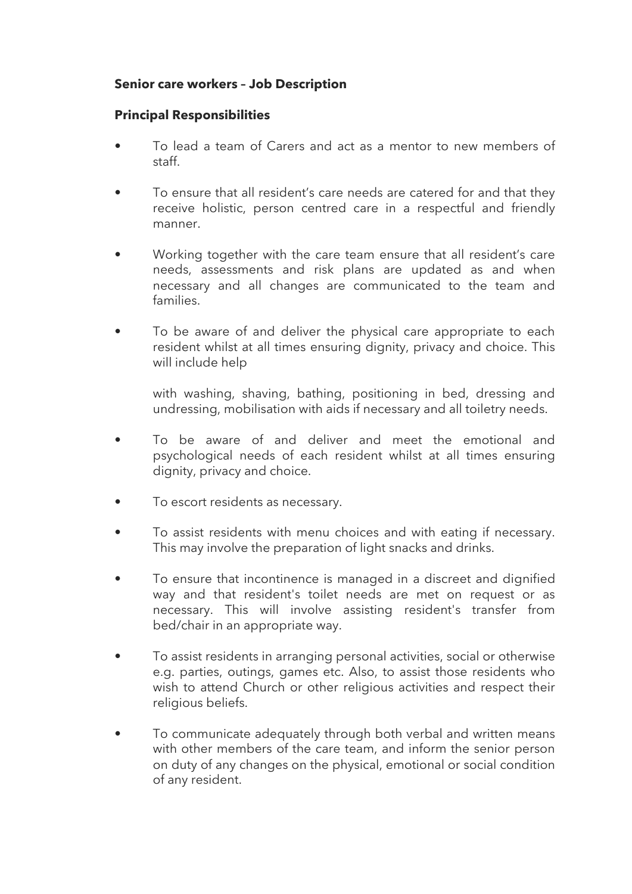**Senior care workers – Job Description**

**Principal Responsibilities**

- To lead a team of Carers and act as a mentor to new members of staff.
- To ensure that all resident's care needs are catered for and that they receive holistic, person centred care in a respectful and friendly manner.
- Working together with the care team ensure that all resident's care needs, assessments and risk plans are updated as and when necessary and all changes are communicated to the team and families.
- To be aware of and deliver the physical care appropriate to each resident whilst at all times ensuring dignity, privacy and choice. This will include help

  with washing, shaving, bathing, positioning in bed, dressing and undressing, mobilisation with aids if necessary and all toiletry needs.
- To be aware of and deliver and meet the emotional and psychological needs of each resident whilst at all times ensuring dignity, privacy and choice.
- To escort residents as necessary.
- To assist residents with menu choices and with eating if necessary. This may involve the preparation of light snacks and drinks.
- To ensure that incontinence is managed in a discreet and dignified way and that resident's toilet needs are met on request or as necessary. This will involve assisting resident's transfer from bed/chair in an appropriate way.
- To assist residents in arranging personal activities, social or otherwise e.g. parties, outings, games etc. Also, to assist those residents who wish to attend Church or other religious activities and respect their religious beliefs.
- To communicate adequately through both verbal and written means with other members of the care team, and inform the senior person on duty of any changes on the physical, emotional or social condition of any resident.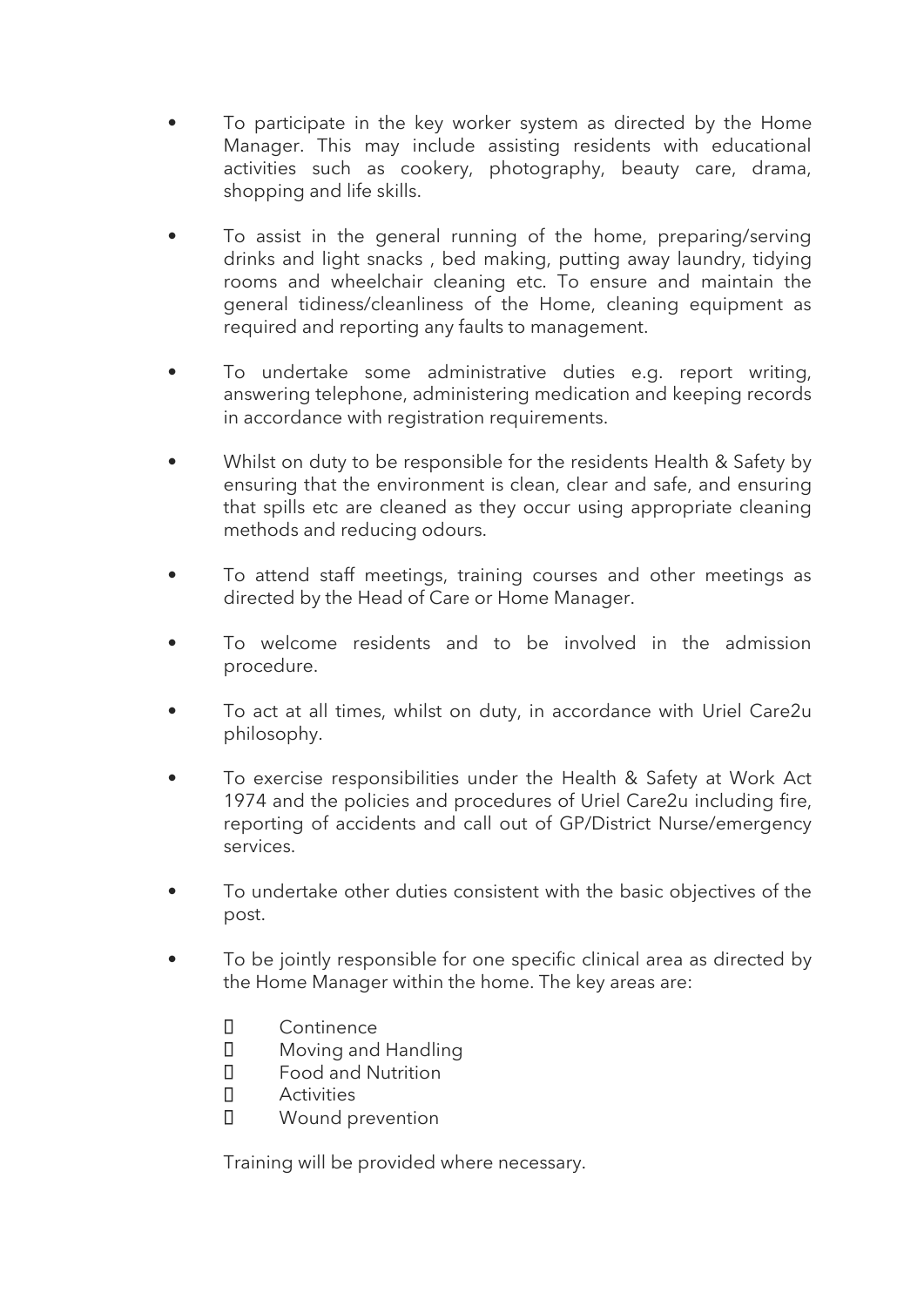- To participate in the key worker system as directed by the Home Manager. This may include assisting residents with educational activities such as cookery, photography, beauty care, drama, shopping and life skills.

- To assist in the general running of the home, preparing/serving drinks and light snacks , bed making, putting away laundry, tidying rooms and wheelchair cleaning etc. To ensure and maintain the general tidiness/cleanliness of the Home, cleaning equipment as required and reporting any faults to management.

- To undertake some administrative duties e.g. report writing, answering telephone, administering medication and keeping records in accordance with registration requirements.

- Whilst on duty to be responsible for the residents Health & Safety by ensuring that the environment is clean, clear and safe, and ensuring that spills etc are cleaned as they occur using appropriate cleaning methods and reducing odours.

- To attend staff meetings, training courses and other meetings as directed by the Head of Care or Home Manager.

- To welcome residents and to be involved in the admission procedure.

- To act at all times, whilst on duty, in accordance with Uriel Care2u philosophy.

- To exercise responsibilities under the Health & Safety at Work Act 1974 and the policies and procedures of Uriel Care2u including fire, reporting of accidents and call out of GP/District Nurse/emergency services.

- To undertake other duties consistent with the basic objectives of the post.

- To be jointly responsible for one specific clinical area as directed by the Home Manager within the home. The key areas are:

  - Continence
  - Moving and Handling
  - Food and Nutrition
  - Activities
  - Wound prevention

  Training will be provided where necessary.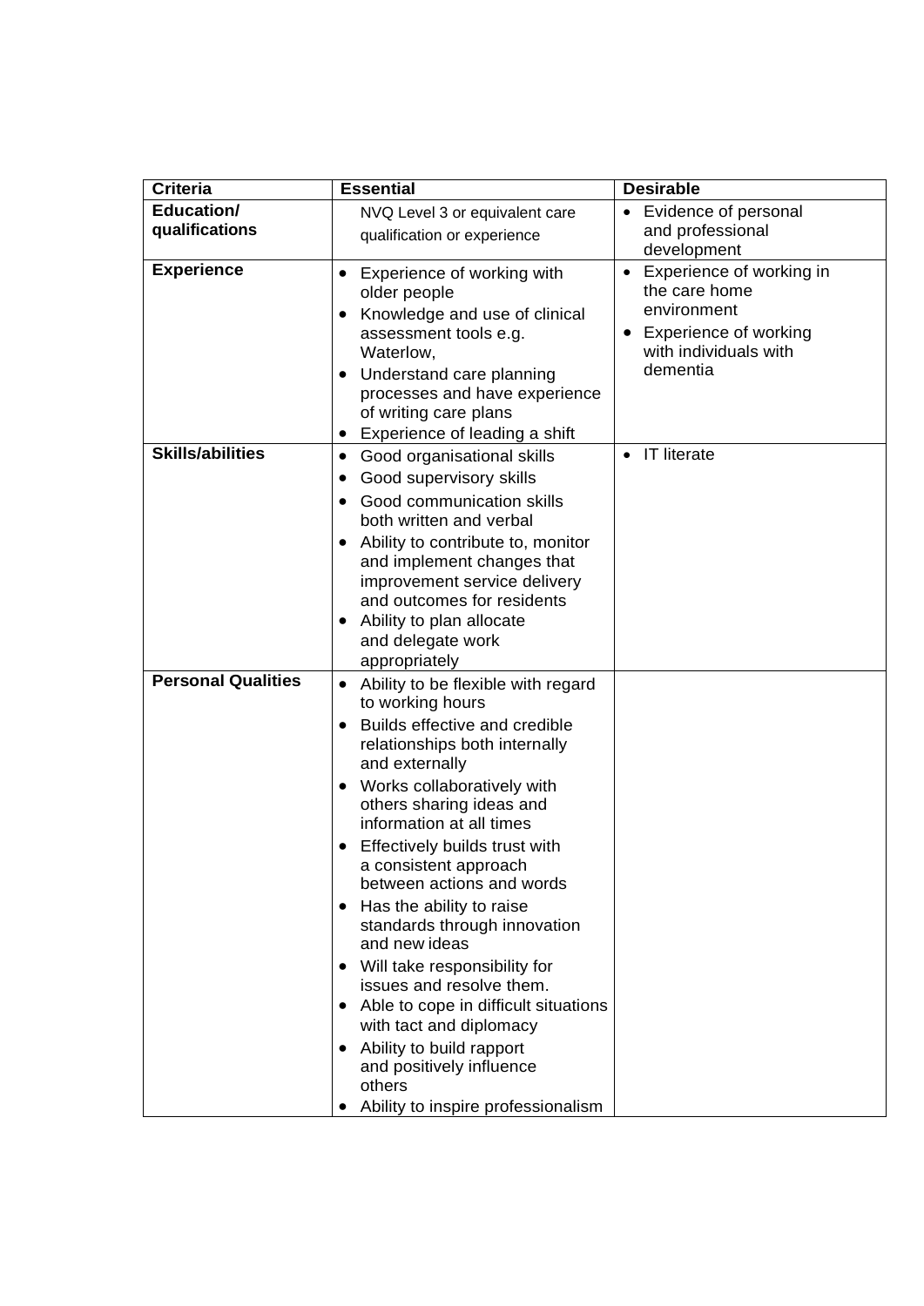| Criteria | Essential | Desirable |
|---|---|---|
| **Education/ qualifications** | NVQ Level 3 or equivalent care qualification or experience | • Evidence of personal and professional development |
| **Experience** | • Experience of working with older people<br>• Knowledge and use of clinical assessment tools e.g. Waterlow,<br>• Understand care planning processes and have experience of writing care plans<br>• Experience of leading a shift | • Experience of working in the care home environment<br>• Experience of working with individuals with dementia |
| **Skills/abilities** | • Good organisational skills<br>• Good supervisory skills<br>• Good communication skills both written and verbal<br>• Ability to contribute to, monitor and implement changes that improvement service delivery and outcomes for residents<br>• Ability to plan allocate and delegate work appropriately | • IT literate |
| **Personal Qualities** | • Ability to be flexible with regard to working hours<br>• Builds effective and credible relationships both internally and externally<br>• Works collaboratively with others sharing ideas and information at all times<br>• Effectively builds trust with a consistent approach between actions and words<br>• Has the ability to raise standards through innovation and new ideas<br>• Will take responsibility for issues and resolve them.<br>• Able to cope in difficult situations with tact and diplomacy<br>• Ability to build rapport and positively influence others<br>• Ability to inspire professionalism | |